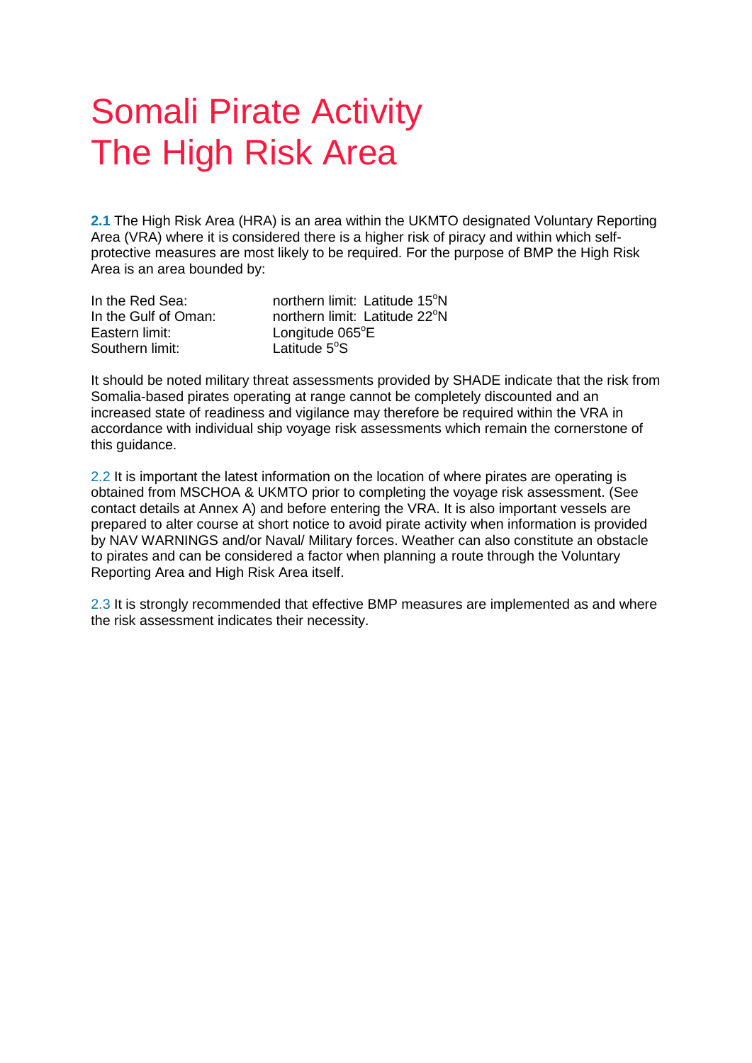# Somali Pirate Activity
# The High Risk Area

**2.1** The High Risk Area (HRA) is an area within the UKMTO designated Voluntary Reporting Area (VRA) where it is considered there is a higher risk of piracy and within which self-protective measures are most likely to be required. For the purpose of BMP the High Risk Area is an area bounded by:

| | |
|---|---|
| In the Red Sea: | northern limit: Latitude 15°N |
| In the Gulf of Oman: | northern limit: Latitude 22°N |
| Eastern limit: | Longitude 065°E |
| Southern limit: | Latitude 5°S |

It should be noted military threat assessments provided by SHADE indicate that the risk from Somalia-based pirates operating at range cannot be completely discounted and an increased state of readiness and vigilance may therefore be required within the VRA in accordance with individual ship voyage risk assessments which remain the cornerstone of this guidance.

2.2 It is important the latest information on the location of where pirates are operating is obtained from MSCHOA & UKMTO prior to completing the voyage risk assessment. (See contact details at Annex A) and before entering the VRA. It is also important vessels are prepared to alter course at short notice to avoid pirate activity when information is provided by NAV WARNINGS and/or Naval/ Military forces. Weather can also constitute an obstacle to pirates and can be considered a factor when planning a route through the Voluntary Reporting Area and High Risk Area itself.

2.3 It is strongly recommended that effective BMP measures are implemented as and where the risk assessment indicates their necessity.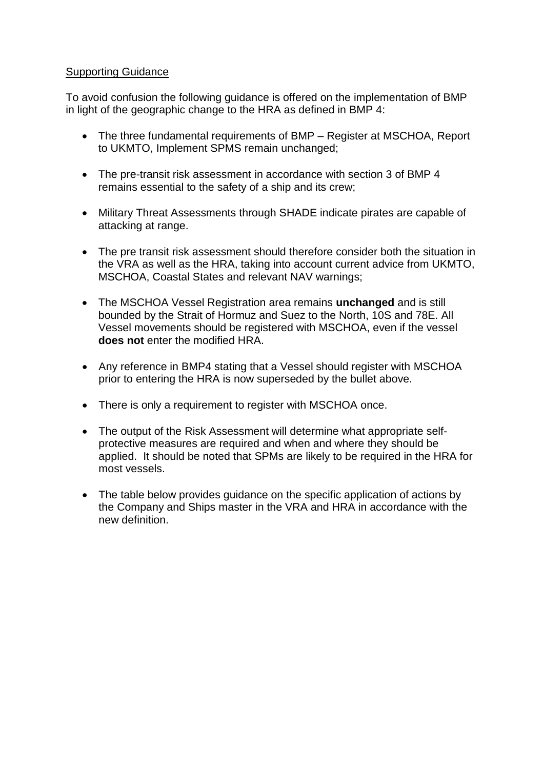Supporting Guidance

To avoid confusion the following guidance is offered on the implementation of BMP in light of the geographic change to the HRA as defined in BMP 4:

- The three fundamental requirements of BMP – Register at MSCHOA, Report to UKMTO, Implement SPMS remain unchanged;

- The pre-transit risk assessment in accordance with section 3 of BMP 4 remains essential to the safety of a ship and its crew;

- Military Threat Assessments through SHADE indicate pirates are capable of attacking at range.

- The pre transit risk assessment should therefore consider both the situation in the VRA as well as the HRA, taking into account current advice from UKMTO, MSCHOA, Coastal States and relevant NAV warnings;

- The MSCHOA Vessel Registration area remains **unchanged** and is still bounded by the Strait of Hormuz and Suez to the North, 10S and 78E. All Vessel movements should be registered with MSCHOA, even if the vessel **does not** enter the modified HRA.

- Any reference in BMP4 stating that a Vessel should register with MSCHOA prior to entering the HRA is now superseded by the bullet above.

- There is only a requirement to register with MSCHOA once.

- The output of the Risk Assessment will determine what appropriate self-protective measures are required and when and where they should be applied. It should be noted that SPMs are likely to be required in the HRA for most vessels.

- The table below provides guidance on the specific application of actions by the Company and Ships master in the VRA and HRA in accordance with the new definition.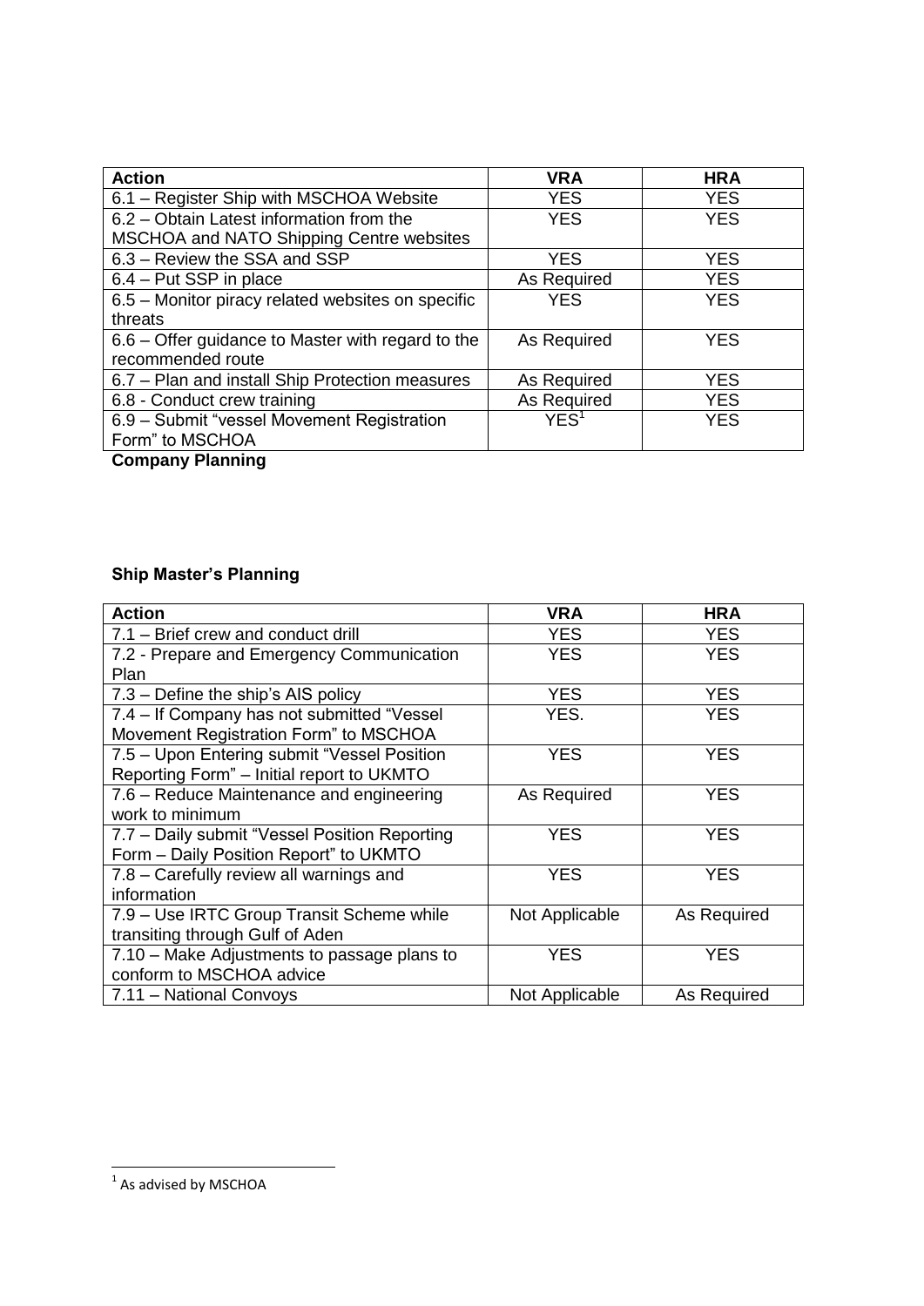| Action | VRA | HRA |
|---|---|---|
| 6.1 – Register Ship with MSCHOA Website | YES | YES |
| 6.2 – Obtain Latest information from the MSCHOA and NATO Shipping Centre websites | YES | YES |
| 6.3 – Review the SSA and SSP | YES | YES |
| 6.4 – Put SSP in place | As Required | YES |
| 6.5 – Monitor piracy related websites on specific threats | YES | YES |
| 6.6 – Offer guidance to Master with regard to the recommended route | As Required | YES |
| 6.7 – Plan and install Ship Protection measures | As Required | YES |
| 6.8 - Conduct crew training | As Required | YES |
| 6.9 – Submit "vessel Movement Registration Form" to MSCHOA | YES[1] | YES |

**Company Planning**

**Ship Master's Planning**

| Action | VRA | HRA |
|---|---|---|
| 7.1 – Brief crew and conduct drill | YES | YES |
| 7.2 - Prepare and Emergency Communication Plan | YES | YES |
| 7.3 – Define the ship's AIS policy | YES | YES |
| 7.4 – If Company has not submitted "Vessel Movement Registration Form" to MSCHOA | YES. | YES |
| 7.5 – Upon Entering submit "Vessel Position Reporting Form" – Initial report to UKMTO | YES | YES |
| 7.6 – Reduce Maintenance and engineering work to minimum | As Required | YES |
| 7.7 – Daily submit "Vessel Position Reporting Form – Daily Position Report" to UKMTO | YES | YES |
| 7.8 – Carefully review all warnings and information | YES | YES |
| 7.9 – Use IRTC Group Transit Scheme while transiting through Gulf of Aden | Not Applicable | As Required |
| 7.10 – Make Adjustments to passage plans to conform to MSCHOA advice | YES | YES |
| 7.11 – National Convoys | Not Applicable | As Required |

[1] As advised by MSCHOA